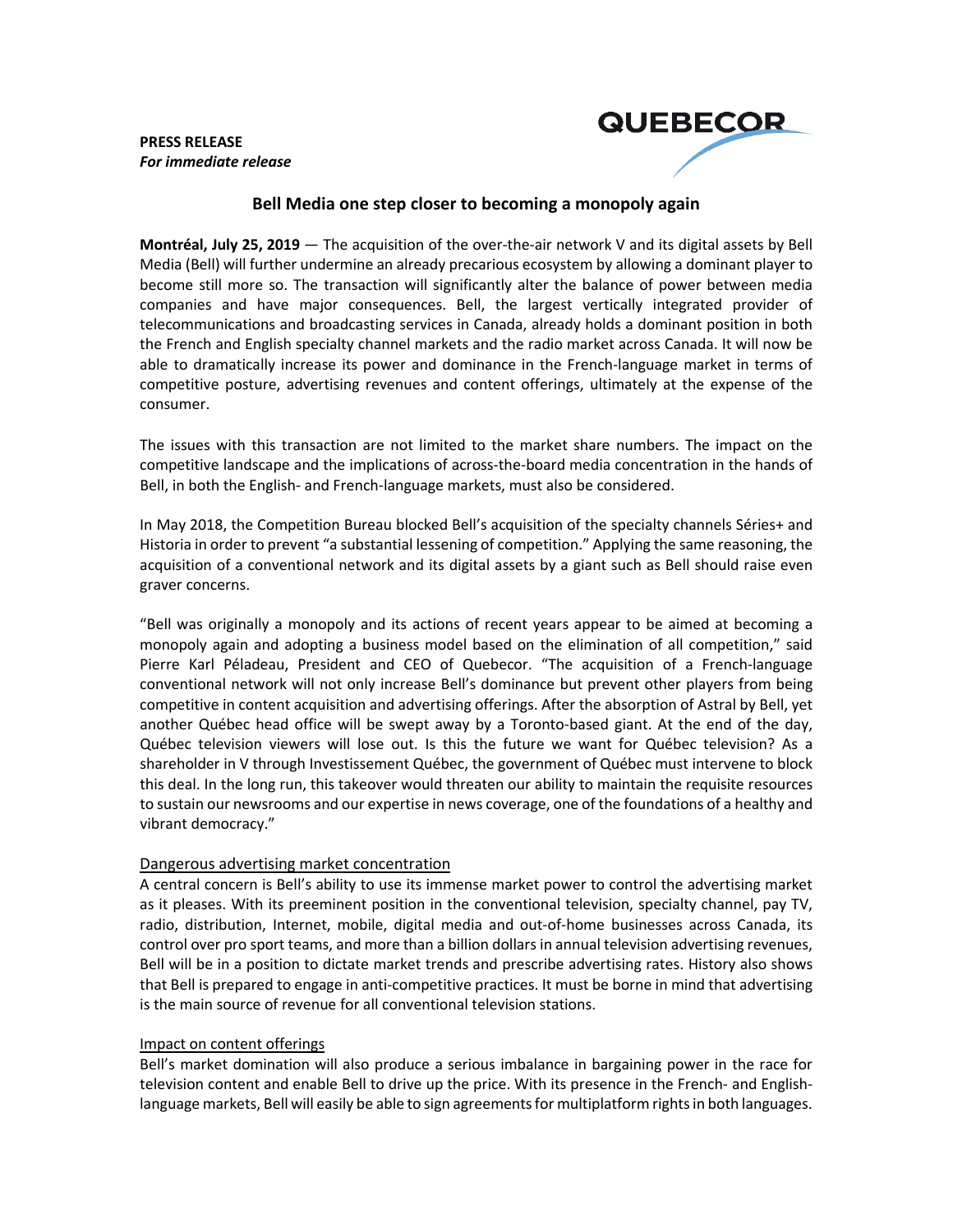**PRESS RELEASE**
***For immediate release***

QUEBECOR

## Bell Media one step closer to becoming a monopoly again

**Montréal, July 25, 2019** — The acquisition of the over-the-air network V and its digital assets by Bell Media (Bell) will further undermine an already precarious ecosystem by allowing a dominant player to become still more so. The transaction will significantly alter the balance of power between media companies and have major consequences. Bell, the largest vertically integrated provider of telecommunications and broadcasting services in Canada, already holds a dominant position in both the French and English specialty channel markets and the radio market across Canada. It will now be able to dramatically increase its power and dominance in the French-language market in terms of competitive posture, advertising revenues and content offerings, ultimately at the expense of the consumer.

The issues with this transaction are not limited to the market share numbers. The impact on the competitive landscape and the implications of across-the-board media concentration in the hands of Bell, in both the English- and French-language markets, must also be considered.

In May 2018, the Competition Bureau blocked Bell's acquisition of the specialty channels Séries+ and Historia in order to prevent "a substantial lessening of competition." Applying the same reasoning, the acquisition of a conventional network and its digital assets by a giant such as Bell should raise even graver concerns.

"Bell was originally a monopoly and its actions of recent years appear to be aimed at becoming a monopoly again and adopting a business model based on the elimination of all competition," said Pierre Karl Péladeau, President and CEO of Quebecor. "The acquisition of a French-language conventional network will not only increase Bell's dominance but prevent other players from being competitive in content acquisition and advertising offerings. After the absorption of Astral by Bell, yet another Québec head office will be swept away by a Toronto-based giant. At the end of the day, Québec television viewers will lose out. Is this the future we want for Québec television? As a shareholder in V through Investissement Québec, the government of Québec must intervene to block this deal. In the long run, this takeover would threaten our ability to maintain the requisite resources to sustain our newsrooms and our expertise in news coverage, one of the foundations of a healthy and vibrant democracy."

### Dangerous advertising market concentration

A central concern is Bell's ability to use its immense market power to control the advertising market as it pleases. With its preeminent position in the conventional television, specialty channel, pay TV, radio, distribution, Internet, mobile, digital media and out-of-home businesses across Canada, its control over pro sport teams, and more than a billion dollars in annual television advertising revenues, Bell will be in a position to dictate market trends and prescribe advertising rates. History also shows that Bell is prepared to engage in anti-competitive practices. It must be borne in mind that advertising is the main source of revenue for all conventional television stations.

### Impact on content offerings

Bell's market domination will also produce a serious imbalance in bargaining power in the race for television content and enable Bell to drive up the price. With its presence in the French- and English-language markets, Bell will easily be able to sign agreements for multiplatform rights in both languages.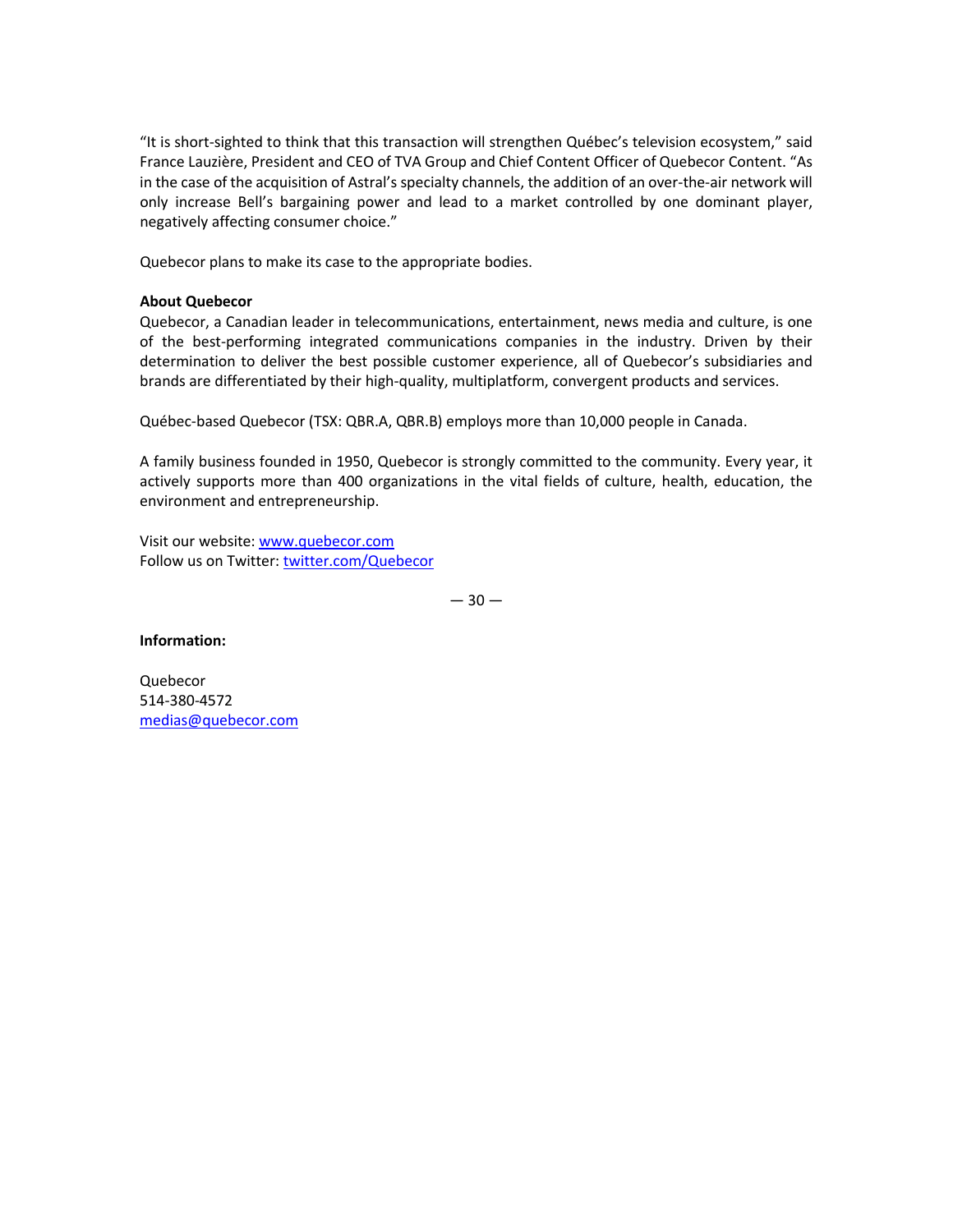"It is short-sighted to think that this transaction will strengthen Québec's television ecosystem," said France Lauzière, President and CEO of TVA Group and Chief Content Officer of Quebecor Content. "As in the case of the acquisition of Astral's specialty channels, the addition of an over-the-air network will only increase Bell's bargaining power and lead to a market controlled by one dominant player, negatively affecting consumer choice."

Quebecor plans to make its case to the appropriate bodies.

**About Quebecor**

Quebecor, a Canadian leader in telecommunications, entertainment, news media and culture, is one of the best-performing integrated communications companies in the industry. Driven by their determination to deliver the best possible customer experience, all of Quebecor's subsidiaries and brands are differentiated by their high-quality, multiplatform, convergent products and services.

Québec-based Quebecor (TSX: QBR.A, QBR.B) employs more than 10,000 people in Canada.

A family business founded in 1950, Quebecor is strongly committed to the community. Every year, it actively supports more than 400 organizations in the vital fields of culture, health, education, the environment and entrepreneurship.

Visit our website: [www.quebecor.com](www.quebecor.com)
Follow us on Twitter: [twitter.com/Quebecor](twitter.com/Quebecor)

— 30 —

**Information:**

Quebecor
514-380-4572
[medias@quebecor.com](mailto:medias@quebecor.com)